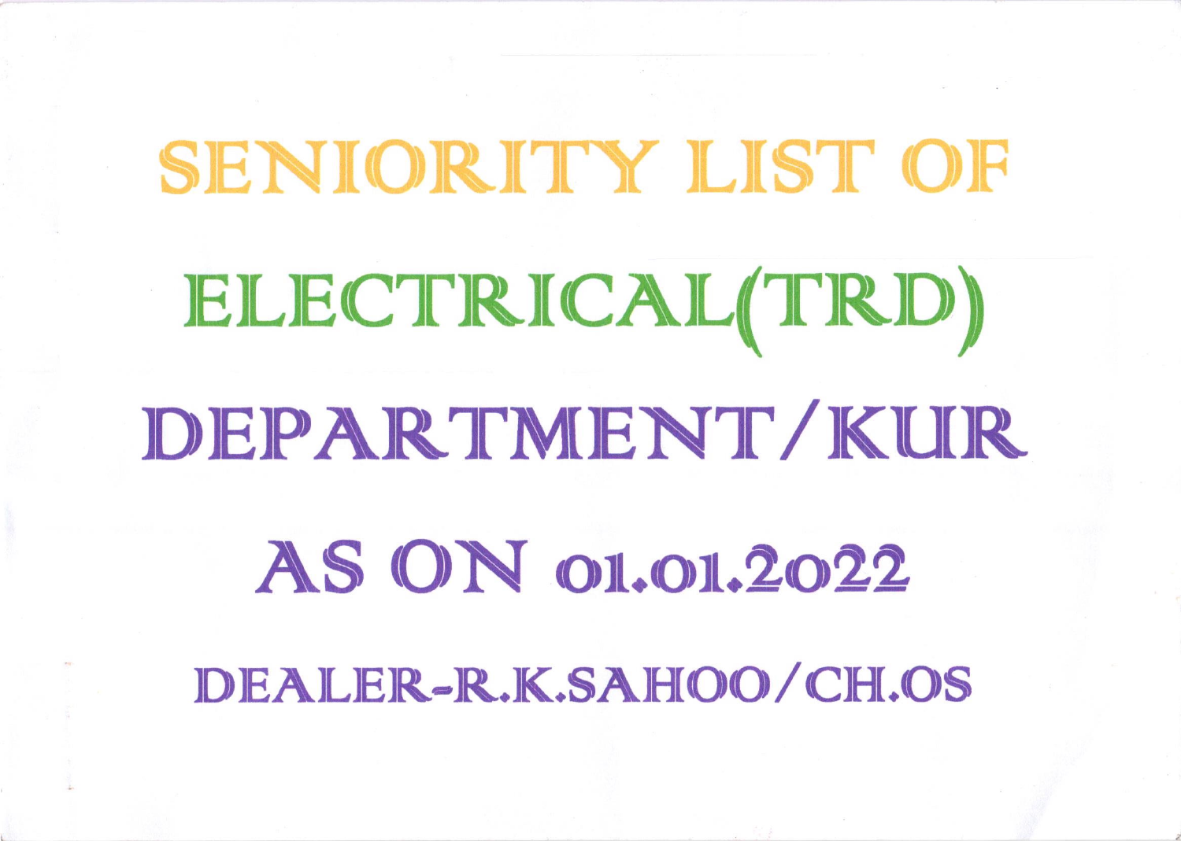# SENIORITY LIST OF

# ELECTRICAL(TRD)

# DEPARTMENT/KUR

# AS ON 01.01.2022

## DEALER-R.K.SAHOO/CH.OS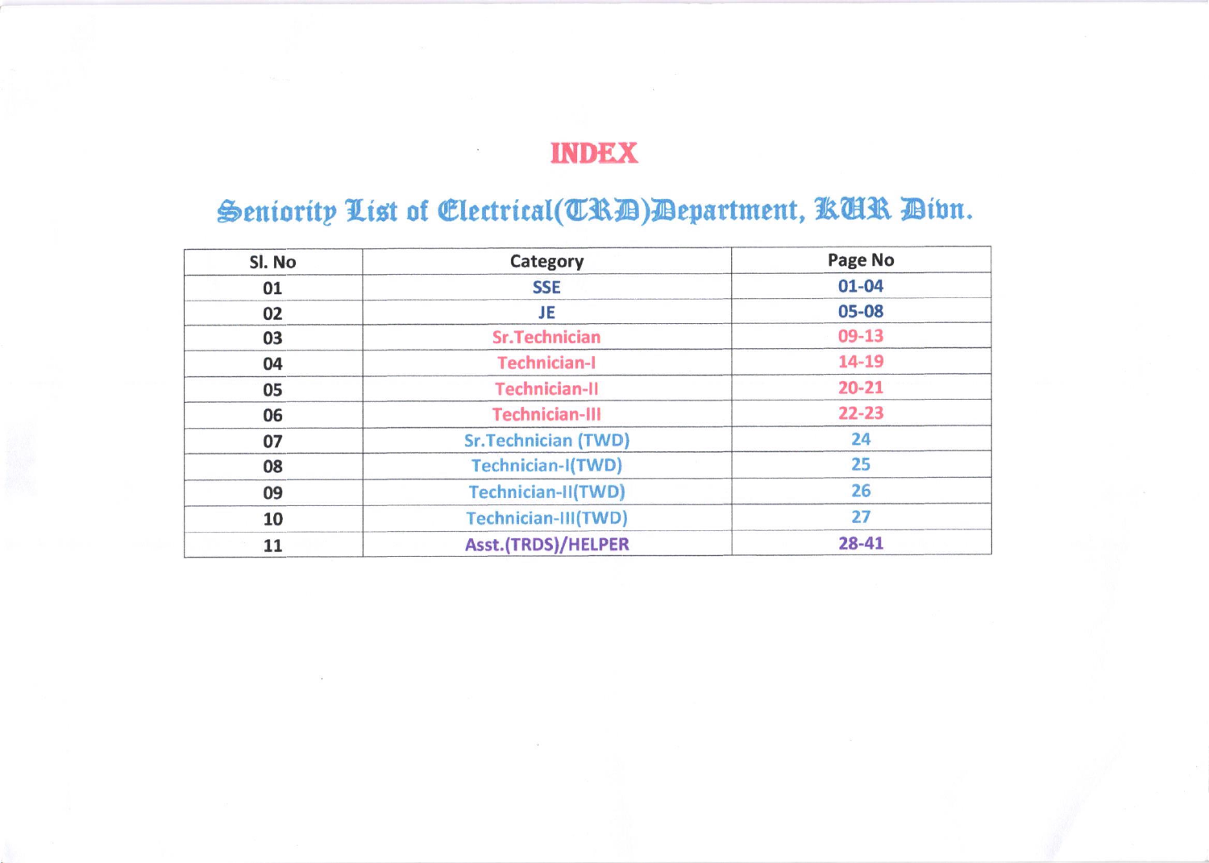# INDEX

## Seniority List of Electrical(TRD)Department, KUR Divn.

| Sl. No | Category | Page No |
|---|---|---|
| 01 | SSE | 01-04 |
| 02 | JE | 05-08 |
| 03 | Sr.Technician | 09-13 |
| 04 | Technician-I | 14-19 |
| 05 | Technician-II | 20-21 |
| 06 | Technician-III | 22-23 |
| 07 | Sr.Technician (TWD) | 24 |
| 08 | Technician-I(TWD) | 25 |
| 09 | Technician-II(TWD) | 26 |
| 10 | Technician-III(TWD) | 27 |
| 11 | Asst.(TRDS)/HELPER | 28-41 |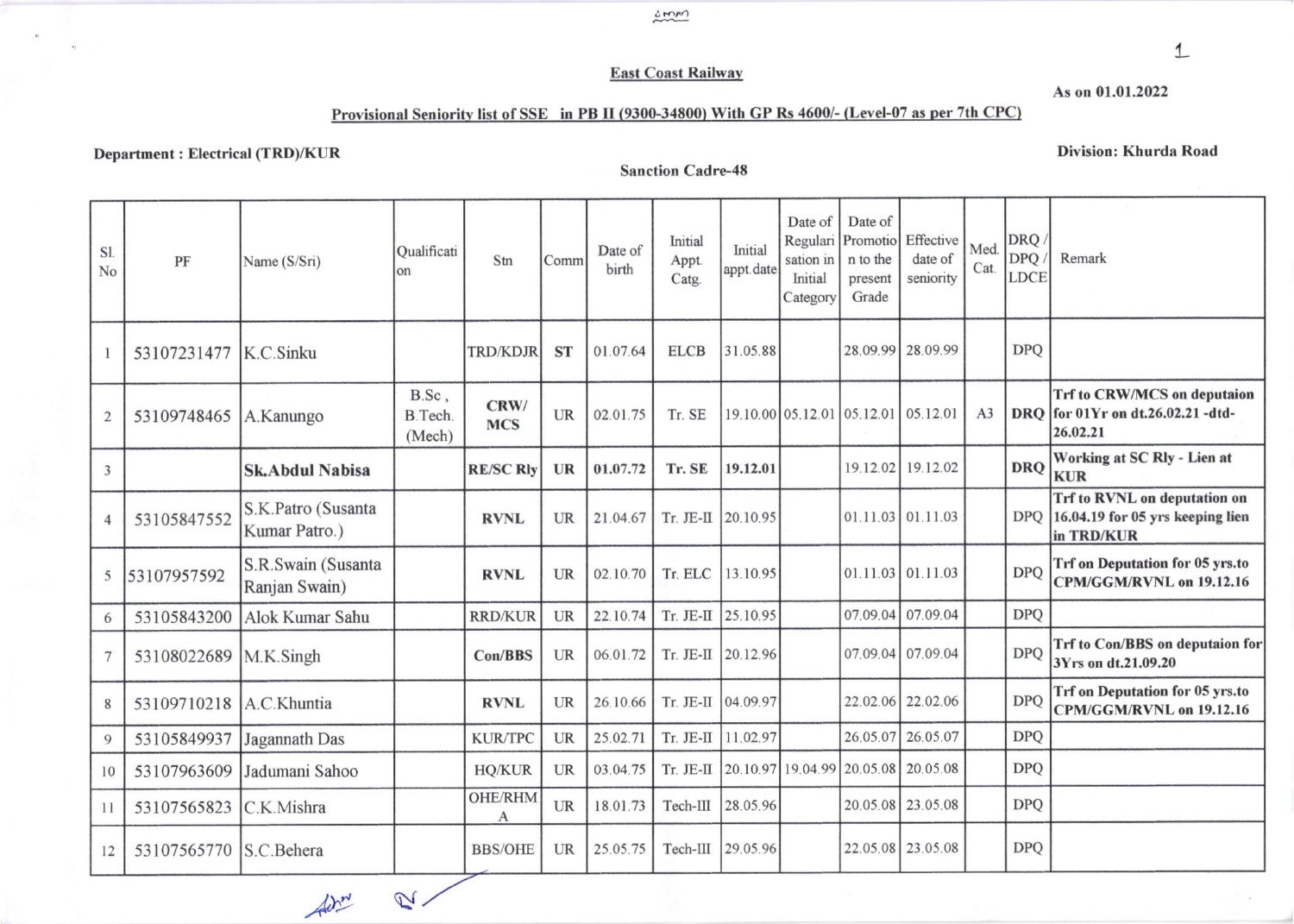**East Coast Railway**

As on 01.01.2022

**Provisional Seniority list of SSE in PB II (9300-34800) With GP Rs 4600/- (Level-07 as per 7th CPC)**

**Department : Electrical (TRD)/KUR**

**Division: Khurda Road**

**Sanction Cadre-48**

| Sl. No | PF | Name (S/Sri) | Qualification | Stn | Comm | Date of birth | Initial Appt. Catg. | Initial appt.date | Date of Regularisation in Initial Category | Date of Promotion to the present Grade | Effective date of seniority | Med. Cat. | DRQ / DPQ / LDCE | Remark |
|---|---|---|---|---|---|---|---|---|---|---|---|---|---|---|
| 1 | 53107231477 | K.C.Sinku | | TRD/KDJR | **ST** | 01.07.64 | ELCB | 31.05.88 | | 28.09.99 | 28.09.99 | | DPQ | |
| 2 | 53109748465 | A.Kanungo | B.Sc , B.Tech. (Mech) | **CRW/ MCS** | UR | 02.01.75 | Tr. SE | 19.10.00 | 05.12.01 | 05.12.01 | 05.12.01 | A3 | **DRQ** | **Trf to CRW/MCS on deputaion for 01Yr on dt.26.02.21 -dtd-26.02.21** |
| 3 | | **Sk.Abdul Nabisa** | | **RE/SC Rly** | **UR** | **01.07.72** | **Tr. SE** | **19.12.01** | | 19.12.02 | 19.12.02 | | **DRQ** | **Working at SC Rly - Lien at KUR** |
| 4 | 53105847552 | S.K.Patro (Susanta Kumar Patro.) | | **RVNL** | UR | 21.04.67 | Tr. JE-II | 20.10.95 | | 01.11.03 | 01.11.03 | | DPQ | **Trf to RVNL on deputation on 16.04.19 for 05 yrs keeping lien in TRD/KUR** |
| 5 | 53107957592 | S.R.Swain (Susanta Ranjan Swain) | | **RVNL** | UR | 02.10.70 | Tr. ELC | 13.10.95 | | 01.11.03 | 01.11.03 | | DPQ | **Trf on Deputation for 05 yrs.to CPM/GGM/RVNL on 19.12.16** |
| 6 | 53105843200 | Alok Kumar Sahu | | RRD/KUR | UR | 22.10.74 | Tr. JE-II | 25.10.95 | | 07.09.04 | 07.09.04 | | DPQ | |
| 7 | 53108022689 | M.K.Singh | | **Con/BBS** | UR | 06.01.72 | Tr. JE-II | 20.12.96 | | 07.09.04 | 07.09.04 | | DPQ | **Trf to Con/BBS on deputaion for 3Yrs on dt.21.09.20** |
| 8 | 53109710218 | A.C.Khuntia | | **RVNL** | UR | 26.10.66 | Tr. JE-II | 04.09.97 | | 22.02.06 | 22.02.06 | | DPQ | **Trf on Deputation for 05 yrs.to CPM/GGM/RVNL on 19.12.16** |
| 9 | 53105849937 | Jagannath Das | | KUR/TPC | UR | 25.02.71 | Tr. JE-II | 11.02.97 | | 26.05.07 | 26.05.07 | | DPQ | |
| 10 | 53107963609 | Jadumani Sahoo | | HQ/KUR | UR | 03.04.75 | Tr. JE-II | 20.10.97 | 19.04.99 | 20.05.08 | 20.05.08 | | DPQ | |
| 11 | 53107565823 | C.K.Mishra | | OHE/RHMA | UR | 18.01.73 | Tech-III | 28.05.96 | | 20.05.08 | 23.05.08 | | DPQ | |
| 12 | 53107565770 | S.C.Behera | | BBS/OHE | UR | 25.05.75 | Tech-III | 29.05.96 | | 22.05.08 | 23.05.08 | | DPQ | |